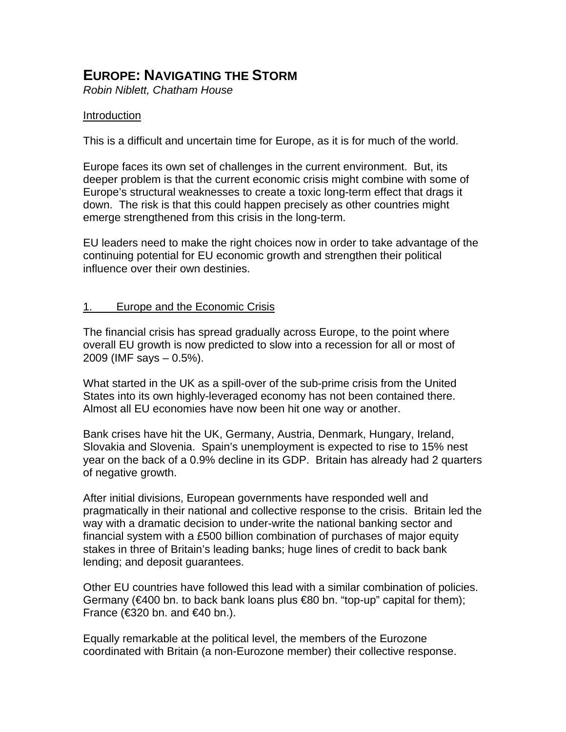# EUROPE: NAVIGATING THE STORM

*Robin Niblett, Chatham House*

## Introduction

This is a difficult and uncertain time for Europe, as it is for much of the world.

Europe faces its own set of challenges in the current environment. But, its deeper problem is that the current economic crisis might combine with some of Europe's structural weaknesses to create a toxic long-term effect that drags it down. The risk is that this could happen precisely as other countries might emerge strengthened from this crisis in the long-term.

EU leaders need to make the right choices now in order to take advantage of the continuing potential for EU economic growth and strengthen their political influence over their own destinies.

## 1. Europe and the Economic Crisis

The financial crisis has spread gradually across Europe, to the point where overall EU growth is now predicted to slow into a recession for all or most of 2009 (IMF says – 0.5%).

What started in the UK as a spill-over of the sub-prime crisis from the United States into its own highly-leveraged economy has not been contained there. Almost all EU economies have now been hit one way or another.

Bank crises have hit the UK, Germany, Austria, Denmark, Hungary, Ireland, Slovakia and Slovenia. Spain's unemployment is expected to rise to 15% nest year on the back of a 0.9% decline in its GDP. Britain has already had 2 quarters of negative growth.

After initial divisions, European governments have responded well and pragmatically in their national and collective response to the crisis. Britain led the way with a dramatic decision to under-write the national banking sector and financial system with a £500 billion combination of purchases of major equity stakes in three of Britain's leading banks; huge lines of credit to back bank lending; and deposit guarantees.

Other EU countries have followed this lead with a similar combination of policies. Germany (€400 bn. to back bank loans plus €80 bn. "top-up" capital for them); France (€320 bn. and €40 bn.).

Equally remarkable at the political level, the members of the Eurozone coordinated with Britain (a non-Eurozone member) their collective response.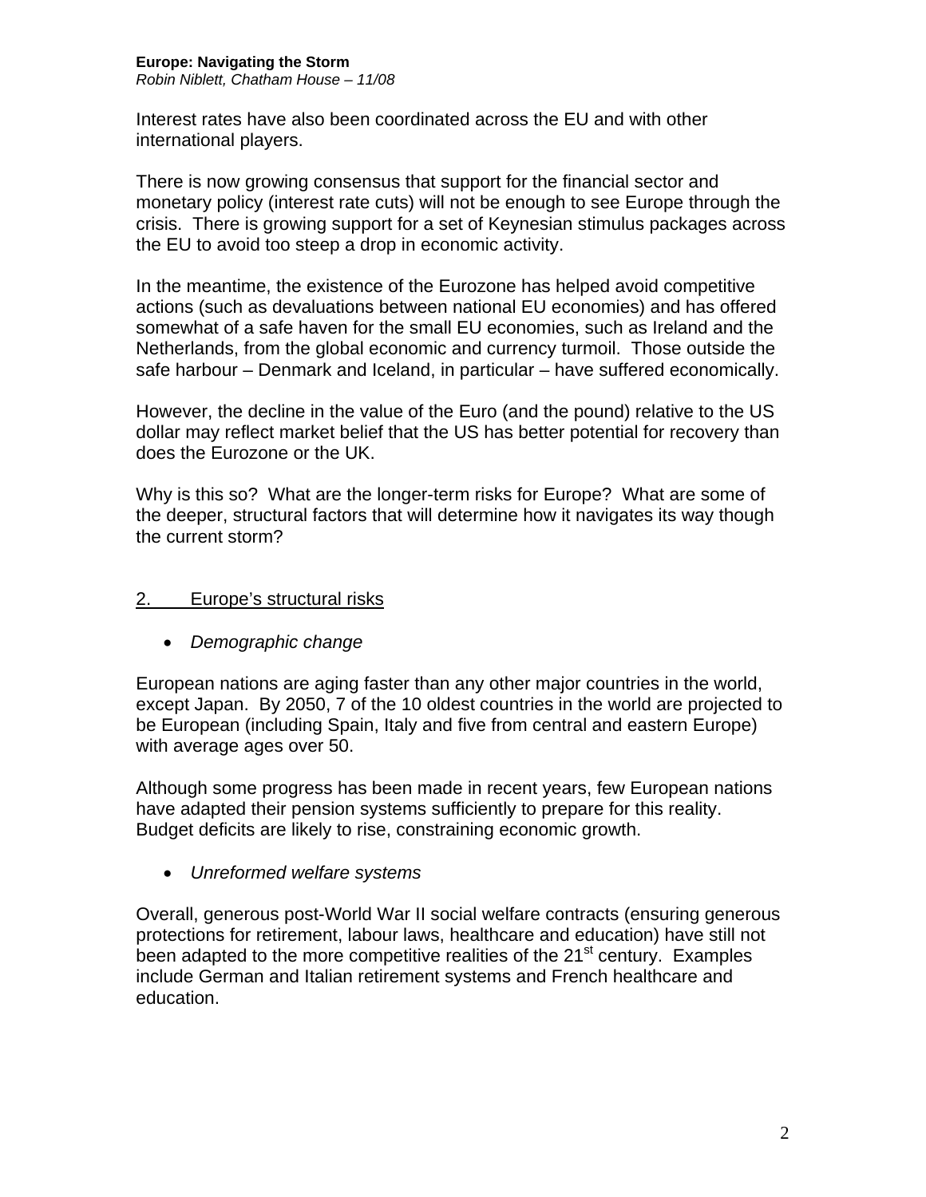Interest rates have also been coordinated across the EU and with other international players.

There is now growing consensus that support for the financial sector and monetary policy (interest rate cuts) will not be enough to see Europe through the crisis. There is growing support for a set of Keynesian stimulus packages across the EU to avoid too steep a drop in economic activity.

In the meantime, the existence of the Eurozone has helped avoid competitive actions (such as devaluations between national EU economies) and has offered somewhat of a safe haven for the small EU economies, such as Ireland and the Netherlands, from the global economic and currency turmoil. Those outside the safe harbour – Denmark and Iceland, in particular – have suffered economically.

However, the decline in the value of the Euro (and the pound) relative to the US dollar may reflect market belief that the US has better potential for recovery than does the Eurozone or the UK.

Why is this so? What are the longer-term risks for Europe? What are some of the deeper, structural factors that will determine how it navigates its way though the current storm?

## 2. Europe's structural risks

- *Demographic change*

European nations are aging faster than any other major countries in the world, except Japan. By 2050, 7 of the 10 oldest countries in the world are projected to be European (including Spain, Italy and five from central and eastern Europe) with average ages over 50.

Although some progress has been made in recent years, few European nations have adapted their pension systems sufficiently to prepare for this reality. Budget deficits are likely to rise, constraining economic growth.

- *Unreformed welfare systems*

Overall, generous post-World War II social welfare contracts (ensuring generous protections for retirement, labour laws, healthcare and education) have still not been adapted to the more competitive realities of the 21st century. Examples include German and Italian retirement systems and French healthcare and education.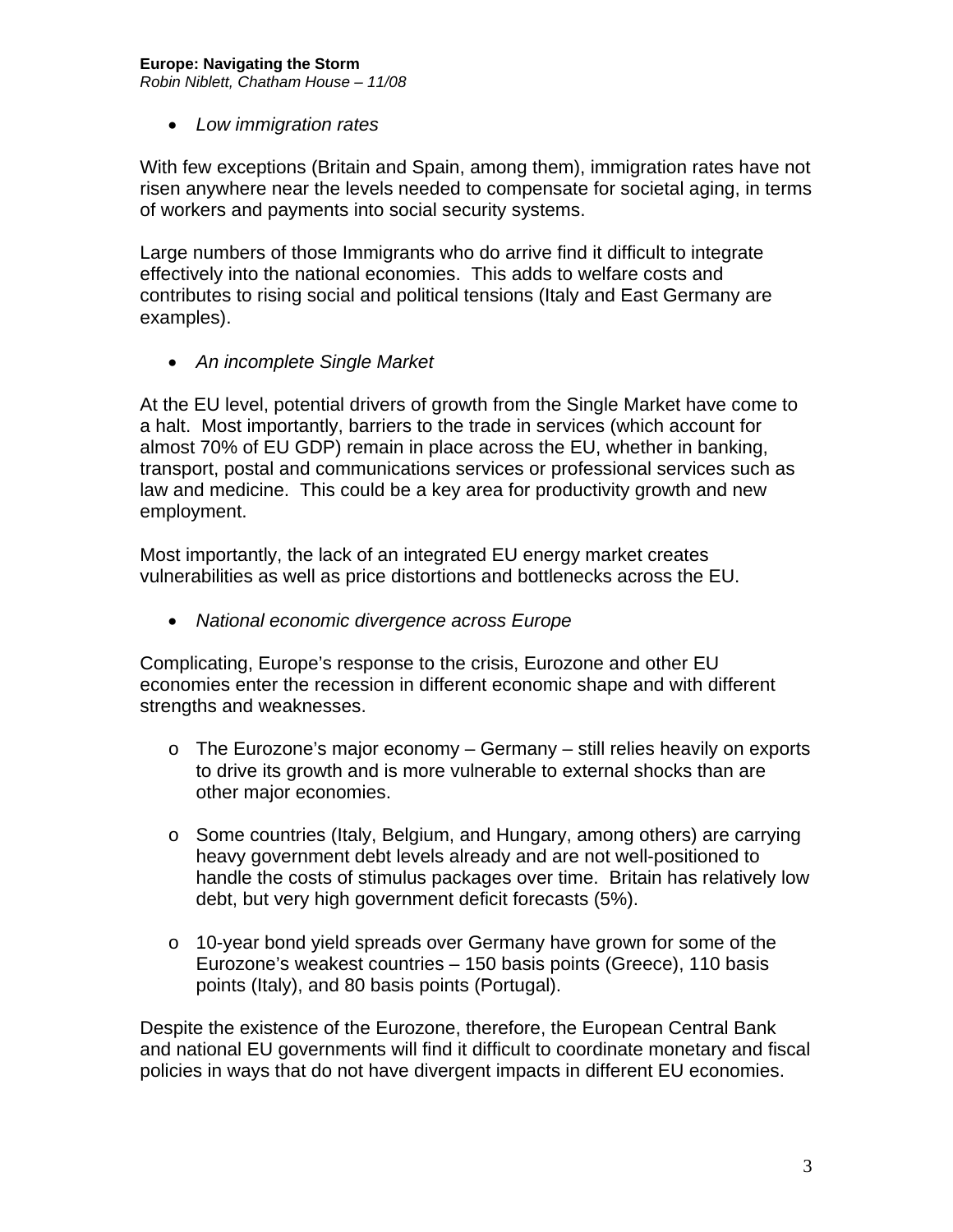- *Low immigration rates*

With few exceptions (Britain and Spain, among them), immigration rates have not risen anywhere near the levels needed to compensate for societal aging, in terms of workers and payments into social security systems.

Large numbers of those Immigrants who do arrive find it difficult to integrate effectively into the national economies. This adds to welfare costs and contributes to rising social and political tensions (Italy and East Germany are examples).

- *An incomplete Single Market*

At the EU level, potential drivers of growth from the Single Market have come to a halt. Most importantly, barriers to the trade in services (which account for almost 70% of EU GDP) remain in place across the EU, whether in banking, transport, postal and communications services or professional services such as law and medicine. This could be a key area for productivity growth and new employment.

Most importantly, the lack of an integrated EU energy market creates vulnerabilities as well as price distortions and bottlenecks across the EU.

- *National economic divergence across Europe*

Complicating, Europe's response to the crisis, Eurozone and other EU economies enter the recession in different economic shape and with different strengths and weaknesses.

  - The Eurozone's major economy – Germany – still relies heavily on exports to drive its growth and is more vulnerable to external shocks than are other major economies.

  - Some countries (Italy, Belgium, and Hungary, among others) are carrying heavy government debt levels already and are not well-positioned to handle the costs of stimulus packages over time. Britain has relatively low debt, but very high government deficit forecasts (5%).

  - 10-year bond yield spreads over Germany have grown for some of the Eurozone's weakest countries – 150 basis points (Greece), 110 basis points (Italy), and 80 basis points (Portugal).

Despite the existence of the Eurozone, therefore, the European Central Bank and national EU governments will find it difficult to coordinate monetary and fiscal policies in ways that do not have divergent impacts in different EU economies.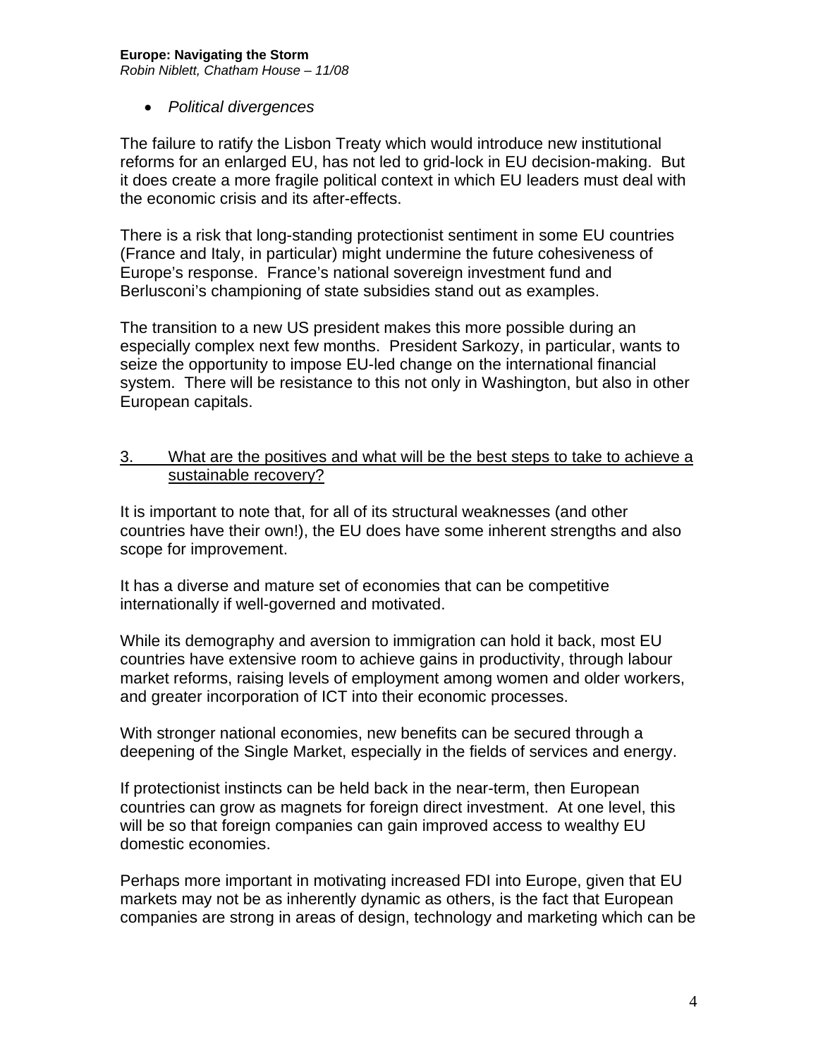- *Political divergences*

The failure to ratify the Lisbon Treaty which would introduce new institutional reforms for an enlarged EU, has not led to grid-lock in EU decision-making. But it does create a more fragile political context in which EU leaders must deal with the economic crisis and its after-effects.

There is a risk that long-standing protectionist sentiment in some EU countries (France and Italy, in particular) might undermine the future cohesiveness of Europe's response. France's national sovereign investment fund and Berlusconi's championing of state subsidies stand out as examples.

The transition to a new US president makes this more possible during an especially complex next few months. President Sarkozy, in particular, wants to seize the opportunity to impose EU-led change on the international financial system. There will be resistance to this not only in Washington, but also in other European capitals.

## 3. What are the positives and what will be the best steps to take to achieve a sustainable recovery?

It is important to note that, for all of its structural weaknesses (and other countries have their own!), the EU does have some inherent strengths and also scope for improvement.

It has a diverse and mature set of economies that can be competitive internationally if well-governed and motivated.

While its demography and aversion to immigration can hold it back, most EU countries have extensive room to achieve gains in productivity, through labour market reforms, raising levels of employment among women and older workers, and greater incorporation of ICT into their economic processes.

With stronger national economies, new benefits can be secured through a deepening of the Single Market, especially in the fields of services and energy.

If protectionist instincts can be held back in the near-term, then European countries can grow as magnets for foreign direct investment. At one level, this will be so that foreign companies can gain improved access to wealthy EU domestic economies.

Perhaps more important in motivating increased FDI into Europe, given that EU markets may not be as inherently dynamic as others, is the fact that European companies are strong in areas of design, technology and marketing which can be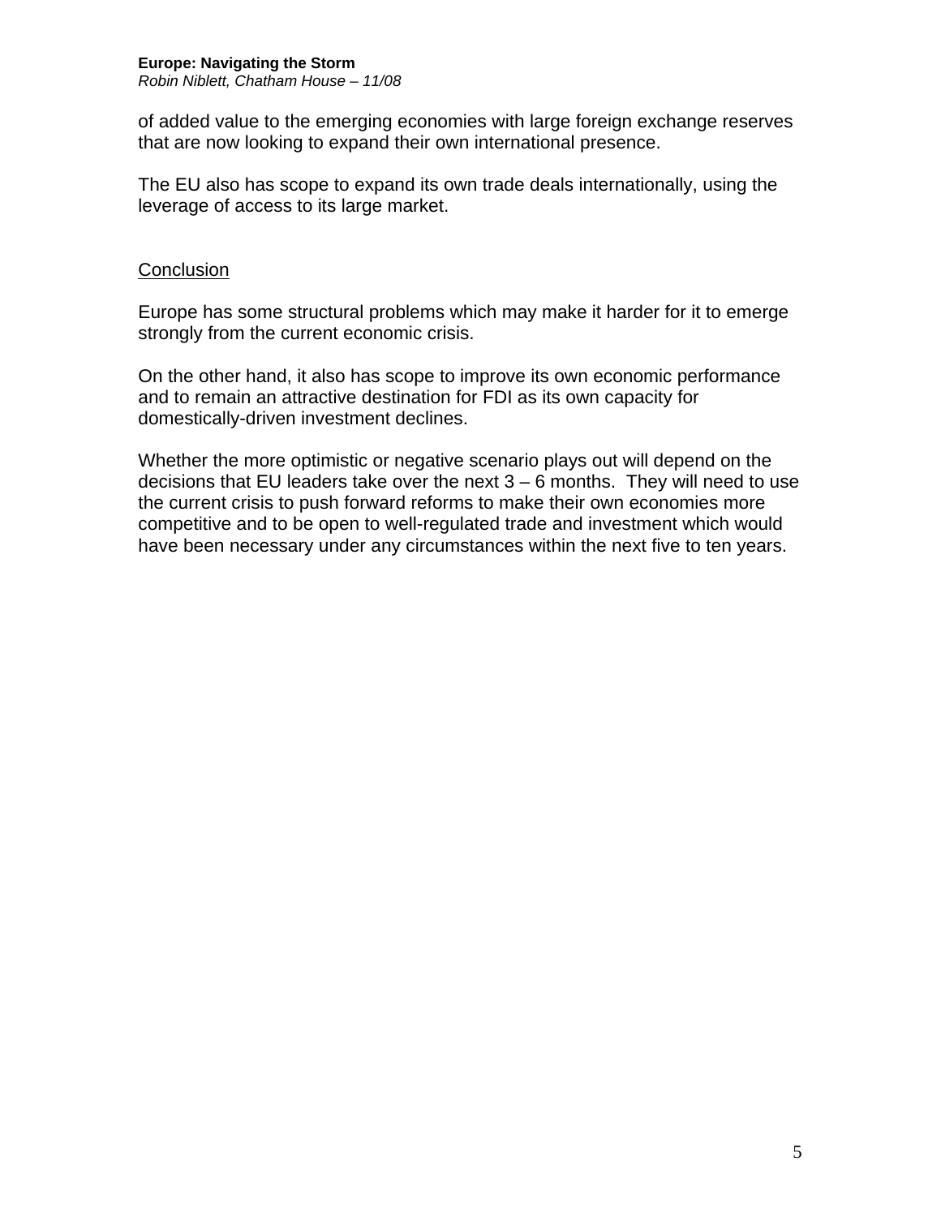of added value to the emerging economies with large foreign exchange reserves that are now looking to expand their own international presence.

The EU also has scope to expand its own trade deals internationally, using the leverage of access to its large market.

## Conclusion

Europe has some structural problems which may make it harder for it to emerge strongly from the current economic crisis.

On the other hand, it also has scope to improve its own economic performance and to remain an attractive destination for FDI as its own capacity for domestically-driven investment declines.

Whether the more optimistic or negative scenario plays out will depend on the decisions that EU leaders take over the next 3 – 6 months. They will need to use the current crisis to push forward reforms to make their own economies more competitive and to be open to well-regulated trade and investment which would have been necessary under any circumstances within the next five to ten years.